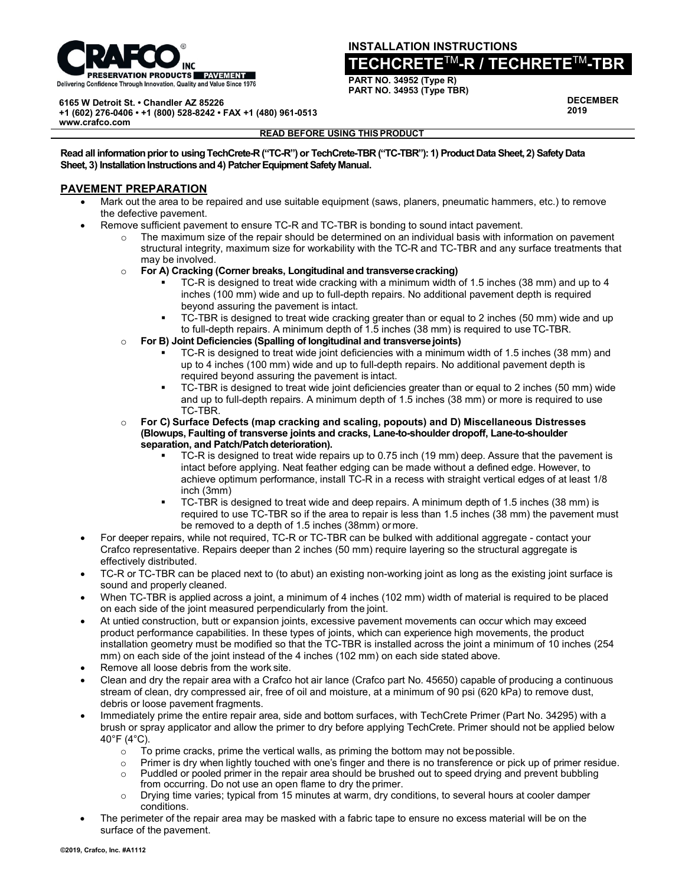CRAFCO® INC
PRESERVATION PRODUCTS | PAVEMENT
Delivering Confidence Through Innovation, Quality and Value Since 1976

6165 W Detroit St. • Chandler AZ 85226
+1 (602) 276-0406 • +1 (800) 528-8242 • FAX +1 (480) 961-0513
www.crafco.com

**INSTALLATION INSTRUCTIONS**

# TECHCRETE™-R / TECHRETE™-TBR

**PART NO. 34952 (Type R)**
**PART NO. 34953 (Type TBR)**

**DECEMBER 2019**

**READ BEFORE USING THIS PRODUCT**

**Read all information prior to using TechCrete-R ("TC-R") or TechCrete-TBR ("TC-TBR"): 1) Product Data Sheet, 2) Safety Data Sheet, 3) Installation Instructions and 4) Patcher Equipment Safety Manual.**

## PAVEMENT PREPARATION

- Mark out the area to be repaired and use suitable equipment (saws, planers, pneumatic hammers, etc.) to remove the defective pavement.
- Remove sufficient pavement to ensure TC-R and TC-TBR is bonding to sound intact pavement.
  - The maximum size of the repair should be determined on an individual basis with information on pavement structural integrity, maximum size for workability with the TC-R and TC-TBR and any surface treatments that may be involved.
  - **For A) Cracking (Corner breaks, Longitudinal and transverse cracking)**
    - TC-R is designed to treat wide cracking with a minimum width of 1.5 inches (38 mm) and up to 4 inches (100 mm) wide and up to full-depth repairs. No additional pavement depth is required beyond assuring the pavement is intact.
    - TC-TBR is designed to treat wide cracking greater than or equal to 2 inches (50 mm) wide and up to full-depth repairs. A minimum depth of 1.5 inches (38 mm) is required to use TC-TBR.
  - **For B) Joint Deficiencies (Spalling of longitudinal and transverse joints)**
    - TC-R is designed to treat wide joint deficiencies with a minimum width of 1.5 inches (38 mm) and up to 4 inches (100 mm) wide and up to full-depth repairs. No additional pavement depth is required beyond assuring the pavement is intact.
    - TC-TBR is designed to treat wide joint deficiencies greater than or equal to 2 inches (50 mm) wide and up to full-depth repairs. A minimum depth of 1.5 inches (38 mm) or more is required to use TC-TBR.
  - **For C) Surface Defects (map cracking and scaling, popouts) and D) Miscellaneous Distresses (Blowups, Faulting of transverse joints and cracks, Lane-to-shoulder dropoff, Lane-to-shoulder separation, and Patch/Patch deterioration).**
    - TC-R is designed to treat wide repairs up to 0.75 inch (19 mm) deep. Assure that the pavement is intact before applying. Neat feather edging can be made without a defined edge. However, to achieve optimum performance, install TC-R in a recess with straight vertical edges of at least 1/8 inch (3mm)
    - TC-TBR is designed to treat wide and deep repairs. A minimum depth of 1.5 inches (38 mm) is required to use TC-TBR so if the area to repair is less than 1.5 inches (38 mm) the pavement must be removed to a depth of 1.5 inches (38mm) or more.
- For deeper repairs, while not required, TC-R or TC-TBR can be bulked with additional aggregate - contact your Crafco representative. Repairs deeper than 2 inches (50 mm) require layering so the structural aggregate is effectively distributed.
- TC-R or TC-TBR can be placed next to (to abut) an existing non-working joint as long as the existing joint surface is sound and properly cleaned.
- When TC-TBR is applied across a joint, a minimum of 4 inches (102 mm) width of material is required to be placed on each side of the joint measured perpendicularly from the joint.
- At untied construction, butt or expansion joints, excessive pavement movements can occur which may exceed product performance capabilities. In these types of joints, which can experience high movements, the product installation geometry must be modified so that the TC-TBR is installed across the joint a minimum of 10 inches (254 mm) on each side of the joint instead of the 4 inches (102 mm) on each side stated above.
- Remove all loose debris from the work site.
- Clean and dry the repair area with a Crafco hot air lance (Crafco part No. 45650) capable of producing a continuous stream of clean, dry compressed air, free of oil and moisture, at a minimum of 90 psi (620 kPa) to remove dust, debris or loose pavement fragments.
- Immediately prime the entire repair area, side and bottom surfaces, with TechCrete Primer (Part No. 34295) with a brush or spray applicator and allow the primer to dry before applying TechCrete. Primer should not be applied below 40°F (4°C).
  - To prime cracks, prime the vertical walls, as priming the bottom may not be possible.
  - Primer is dry when lightly touched with one's finger and there is no transference or pick up of primer residue.
  - Puddled or pooled primer in the repair area should be brushed out to speed drying and prevent bubbling from occurring. Do not use an open flame to dry the primer.
  - Drying time varies; typical from 15 minutes at warm, dry conditions, to several hours at cooler damper conditions.
- The perimeter of the repair area may be masked with a fabric tape to ensure no excess material will be on the surface of the pavement.

©2019, Crafco, Inc. #A1112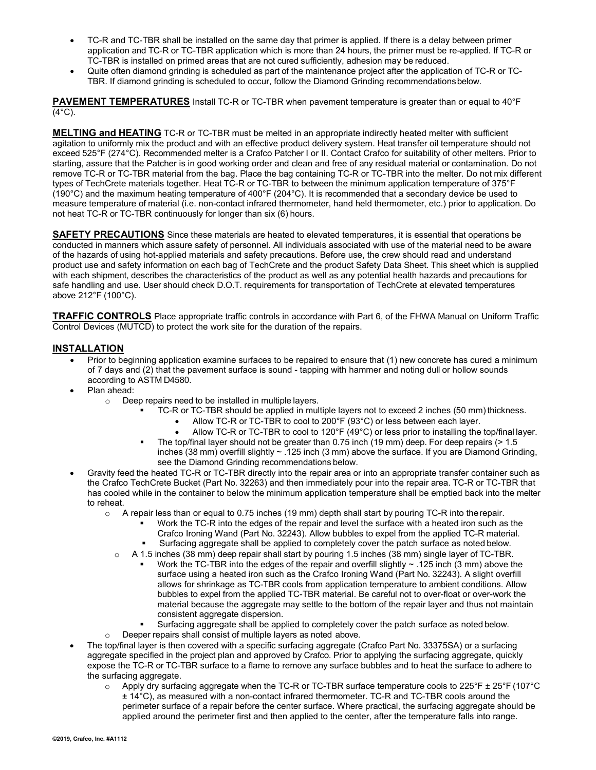- TC-R and TC-TBR shall be installed on the same day that primer is applied. If there is a delay between primer application and TC-R or TC-TBR application which is more than 24 hours, the primer must be re-applied. If TC-R or TC-TBR is installed on primed areas that are not cured sufficiently, adhesion may be reduced.
- Quite often diamond grinding is scheduled as part of the maintenance project after the application of TC-R or TC-TBR. If diamond grinding is scheduled to occur, follow the Diamond Grinding recommendations below.

**PAVEMENT TEMPERATURES** Install TC-R or TC-TBR when pavement temperature is greater than or equal to 40°F (4°C).

**MELTING and HEATING** TC-R or TC-TBR must be melted in an appropriate indirectly heated melter with sufficient agitation to uniformly mix the product and with an effective product delivery system. Heat transfer oil temperature should not exceed 525°F (274°C). Recommended melter is a Crafco Patcher I or II. Contact Crafco for suitability of other melters. Prior to starting, assure that the Patcher is in good working order and clean and free of any residual material or contamination. Do not remove TC-R or TC-TBR material from the bag. Place the bag containing TC-R or TC-TBR into the melter. Do not mix different types of TechCrete materials together. Heat TC-R or TC-TBR to between the minimum application temperature of 375°F (190°C) and the maximum heating temperature of 400°F (204°C). It is recommended that a secondary device be used to measure temperature of material (i.e. non-contact infrared thermometer, hand held thermometer, etc.) prior to application. Do not heat TC-R or TC-TBR continuously for longer than six (6) hours.

**SAFETY PRECAUTIONS** Since these materials are heated to elevated temperatures, it is essential that operations be conducted in manners which assure safety of personnel. All individuals associated with use of the material need to be aware of the hazards of using hot-applied materials and safety precautions. Before use, the crew should read and understand product use and safety information on each bag of TechCrete and the product Safety Data Sheet. This sheet which is supplied with each shipment, describes the characteristics of the product as well as any potential health hazards and precautions for safe handling and use. User should check D.O.T. requirements for transportation of TechCrete at elevated temperatures above 212°F (100°C).

**TRAFFIC CONTROLS** Place appropriate traffic controls in accordance with Part 6, of the FHWA Manual on Uniform Traffic Control Devices (MUTCD) to protect the work site for the duration of the repairs.

## INSTALLATION

- Prior to beginning application examine surfaces to be repaired to ensure that (1) new concrete has cured a minimum of 7 days and (2) that the pavement surface is sound - tapping with hammer and noting dull or hollow sounds according to ASTM D4580.
- Plan ahead:
  - Deep repairs need to be installed in multiple layers.
    - TC-R or TC-TBR should be applied in multiple layers not to exceed 2 inches (50 mm) thickness.
      - Allow TC-R or TC-TBR to cool to 200°F (93°C) or less between each layer.
      - Allow TC-R or TC-TBR to cool to 120°F (49°C) or less prior to installing the top/final layer.
    - The top/final layer should not be greater than 0.75 inch (19 mm) deep. For deep repairs (> 1.5 inches (38 mm) overfill slightly ~ .125 inch (3 mm) above the surface. If you are Diamond Grinding, see the Diamond Grinding recommendations below.
- Gravity feed the heated TC-R or TC-TBR directly into the repair area or into an appropriate transfer container such as the Crafco TechCrete Bucket (Part No. 32263) and then immediately pour into the repair area. TC-R or TC-TBR that has cooled while in the container to below the minimum application temperature shall be emptied back into the melter to reheat.
  - A repair less than or equal to 0.75 inches (19 mm) depth shall start by pouring TC-R into the repair.
    - Work the TC-R into the edges of the repair and level the surface with a heated iron such as the Crafco Ironing Wand (Part No. 32243). Allow bubbles to expel from the applied TC-R material.
    - Surfacing aggregate shall be applied to completely cover the patch surface as noted below.
  - A 1.5 inches (38 mm) deep repair shall start by pouring 1.5 inches (38 mm) single layer of TC-TBR.
    - Work the TC-TBR into the edges of the repair and overfill slightly ~ .125 inch (3 mm) above the surface using a heated iron such as the Crafco Ironing Wand (Part No. 32243). A slight overfill allows for shrinkage as TC-TBR cools from application temperature to ambient conditions. Allow bubbles to expel from the applied TC-TBR material. Be careful not to over-float or over-work the material because the aggregate may settle to the bottom of the repair layer and thus not maintain consistent aggregate dispersion.
    - Surfacing aggregate shall be applied to completely cover the patch surface as noted below.
  - Deeper repairs shall consist of multiple layers as noted above.
- The top/final layer is then covered with a specific surfacing aggregate (Crafco Part No. 33375SA) or a surfacing aggregate specified in the project plan and approved by Crafco. Prior to applying the surfacing aggregate, quickly expose the TC-R or TC-TBR surface to a flame to remove any surface bubbles and to heat the surface to adhere to the surfacing aggregate.
  - Apply dry surfacing aggregate when the TC-R or TC-TBR surface temperature cools to 225°F ± 25°F (107°C ± 14°C), as measured with a non-contact infrared thermometer. TC-R and TC-TBR cools around the perimeter surface of a repair before the center surface. Where practical, the surfacing aggregate should be applied around the perimeter first and then applied to the center, after the temperature falls into range.

©2019, Crafco, Inc. #A1112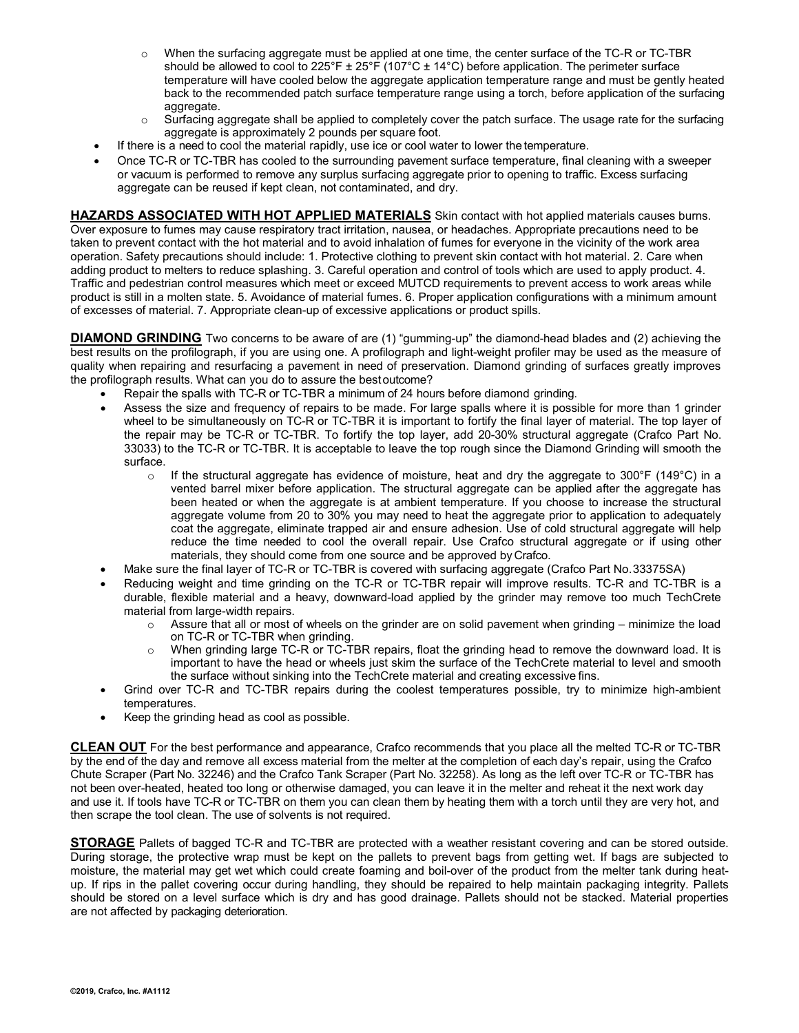- When the surfacing aggregate must be applied at one time, the center surface of the TC-R or TC-TBR should be allowed to cool to 225°F ± 25°F (107°C ± 14°C) before application. The perimeter surface temperature will have cooled below the aggregate application temperature range and must be gently heated back to the recommended patch surface temperature range using a torch, before application of the surfacing aggregate.
- Surfacing aggregate shall be applied to completely cover the patch surface. The usage rate for the surfacing aggregate is approximately 2 pounds per square foot.

- If there is a need to cool the material rapidly, use ice or cool water to lower the temperature.
- Once TC-R or TC-TBR has cooled to the surrounding pavement surface temperature, final cleaning with a sweeper or vacuum is performed to remove any surplus surfacing aggregate prior to opening to traffic. Excess surfacing aggregate can be reused if kept clean, not contaminated, and dry.

**HAZARDS ASSOCIATED WITH HOT APPLIED MATERIALS** Skin contact with hot applied materials causes burns. Over exposure to fumes may cause respiratory tract irritation, nausea, or headaches. Appropriate precautions need to be taken to prevent contact with the hot material and to avoid inhalation of fumes for everyone in the vicinity of the work area operation. Safety precautions should include: 1. Protective clothing to prevent skin contact with hot material. 2. Care when adding product to melters to reduce splashing. 3. Careful operation and control of tools which are used to apply product. 4. Traffic and pedestrian control measures which meet or exceed MUTCD requirements to prevent access to work areas while product is still in a molten state. 5. Avoidance of material fumes. 6. Proper application configurations with a minimum amount of excesses of material. 7. Appropriate clean-up of excessive applications or product spills.

**DIAMOND GRINDING** Two concerns to be aware of are (1) "gumming-up" the diamond-head blades and (2) achieving the best results on the profilograph, if you are using one. A profilograph and light-weight profiler may be used as the measure of quality when repairing and resurfacing a pavement in need of preservation. Diamond grinding of surfaces greatly improves the profilograph results. What can you do to assure the best outcome?

- Repair the spalls with TC-R or TC-TBR a minimum of 24 hours before diamond grinding.
- Assess the size and frequency of repairs to be made. For large spalls where it is possible for more than 1 grinder wheel to be simultaneously on TC-R or TC-TBR it is important to fortify the final layer of material. The top layer of the repair may be TC-R or TC-TBR. To fortify the top layer, add 20-30% structural aggregate (Crafco Part No. 33033) to the TC-R or TC-TBR. It is acceptable to leave the top rough since the Diamond Grinding will smooth the surface.
  - If the structural aggregate has evidence of moisture, heat and dry the aggregate to 300°F (149°C) in a vented barrel mixer before application. The structural aggregate can be applied after the aggregate has been heated or when the aggregate is at ambient temperature. If you choose to increase the structural aggregate volume from 20 to 30% you may need to heat the aggregate prior to application to adequately coat the aggregate, eliminate trapped air and ensure adhesion. Use of cold structural aggregate will help reduce the time needed to cool the overall repair. Use Crafco structural aggregate or if using other materials, they should come from one source and be approved by Crafco.
- Make sure the final layer of TC-R or TC-TBR is covered with surfacing aggregate (Crafco Part No.33375SA)
- Reducing weight and time grinding on the TC-R or TC-TBR repair will improve results. TC-R and TC-TBR is a durable, flexible material and a heavy, downward-load applied by the grinder may remove too much TechCrete material from large-width repairs.
  - Assure that all or most of wheels on the grinder are on solid pavement when grinding – minimize the load on TC-R or TC-TBR when grinding.
  - When grinding large TC-R or TC-TBR repairs, float the grinding head to remove the downward load. It is important to have the head or wheels just skim the surface of the TechCrete material to level and smooth the surface without sinking into the TechCrete material and creating excessive fins.
- Grind over TC-R and TC-TBR repairs during the coolest temperatures possible, try to minimize high-ambient temperatures.
- Keep the grinding head as cool as possible.

**CLEAN OUT** For the best performance and appearance, Crafco recommends that you place all the melted TC-R or TC-TBR by the end of the day and remove all excess material from the melter at the completion of each day's repair, using the Crafco Chute Scraper (Part No. 32246) and the Crafco Tank Scraper (Part No. 32258). As long as the left over TC-R or TC-TBR has not been over-heated, heated too long or otherwise damaged, you can leave it in the melter and reheat it the next work day and use it. If tools have TC-R or TC-TBR on them you can clean them by heating them with a torch until they are very hot, and then scrape the tool clean. The use of solvents is not required.

**STORAGE** Pallets of bagged TC-R and TC-TBR are protected with a weather resistant covering and can be stored outside. During storage, the protective wrap must be kept on the pallets to prevent bags from getting wet. If bags are subjected to moisture, the material may get wet which could create foaming and boil-over of the product from the melter tank during heat-up. If rips in the pallet covering occur during handling, they should be repaired to help maintain packaging integrity. Pallets should be stored on a level surface which is dry and has good drainage. Pallets should not be stacked. Material properties are not affected by packaging deterioration.

©2019, Crafco, Inc. #A1112